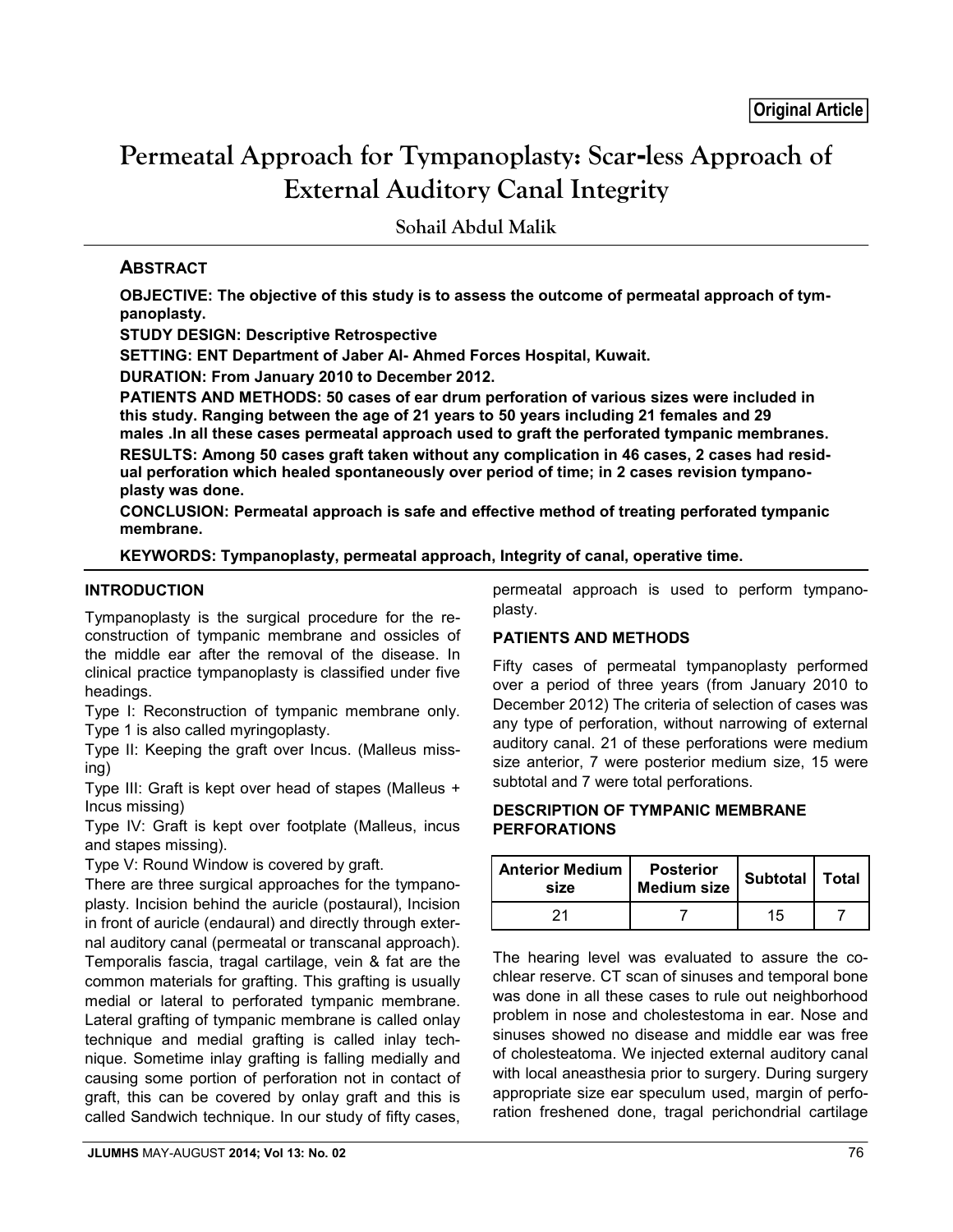Original Article

# Permeatal Approach for Tympanoplasty: Scar-less Approach of External Auditory Canal Integrity

Sohail Abdul Malik

## ABSTRACT

**OBJECTIVE: The objective of this study is to assess the outcome of permeatal approach of tympanoplasty.**

**STUDY DESIGN: Descriptive Retrospective**

**SETTING: ENT Department of Jaber Al- Ahmed Forces Hospital, Kuwait.**

**DURATION: From January 2010 to December 2012.**

**PATIENTS AND METHODS: 50 cases of ear drum perforation of various sizes were included in this study. Ranging between the age of 21 years to 50 years including 21 females and 29 males .In all these cases permeatal approach used to graft the perforated tympanic membranes.**

**RESULTS: Among 50 cases graft taken without any complication in 46 cases, 2 cases had residual perforation which healed spontaneously over period of time; in 2 cases revision tympanoplasty was done.**

**CONCLUSION: Permeatal approach is safe and effective method of treating perforated tympanic membrane.**

**KEYWORDS: Tympanoplasty, permeatal approach, Integrity of canal, operative time.**

## INTRODUCTION

Tympanoplasty is the surgical procedure for the reconstruction of tympanic membrane and ossicles of the middle ear after the removal of the disease. In clinical practice tympanoplasty is classified under five headings.

Type I: Reconstruction of tympanic membrane only. Type 1 is also called myringoplasty.

Type II: Keeping the graft over Incus. (Malleus missing)

Type III: Graft is kept over head of stapes (Malleus + Incus missing)

Type IV: Graft is kept over footplate (Malleus, incus and stapes missing).

Type V: Round Window is covered by graft.

There are three surgical approaches for the tympanoplasty. Incision behind the auricle (postaural), Incision in front of auricle (endaural) and directly through external auditory canal (permeatal or transcanal approach). Temporalis fascia, tragal cartilage, vein & fat are the common materials for grafting. This grafting is usually medial or lateral to perforated tympanic membrane. Lateral grafting of tympanic membrane is called onlay technique and medial grafting is called inlay technique. Sometime inlay grafting is falling medially and causing some portion of perforation not in contact of graft, this can be covered by onlay graft and this is called Sandwich technique. In our study of fifty cases, permeatal approach is used to perform tympanoplasty.

## PATIENTS AND METHODS

Fifty cases of permeatal tympanoplasty performed over a period of three years (from January 2010 to December 2012) The criteria of selection of cases was any type of perforation, without narrowing of external auditory canal. 21 of these perforations were medium size anterior, 7 were posterior medium size, 15 were subtotal and 7 were total perforations.

### DESCRIPTION OF TYMPANIC MEMBRANE PERFORATIONS

| Anterior Medium size | Posterior Medium size | Subtotal | Total |
|---|---|---|---|
| 21 | 7 | 15 | 7 |

The hearing level was evaluated to assure the cochlear reserve. CT scan of sinuses and temporal bone was done in all these cases to rule out neighborhood problem in nose and cholestestoma in ear. Nose and sinuses showed no disease and middle ear was free of cholesteatoma. We injected external auditory canal with local aneasthesia prior to surgery. During surgery appropriate size ear speculum used, margin of perforation freshened done, tragal perichondrial cartilage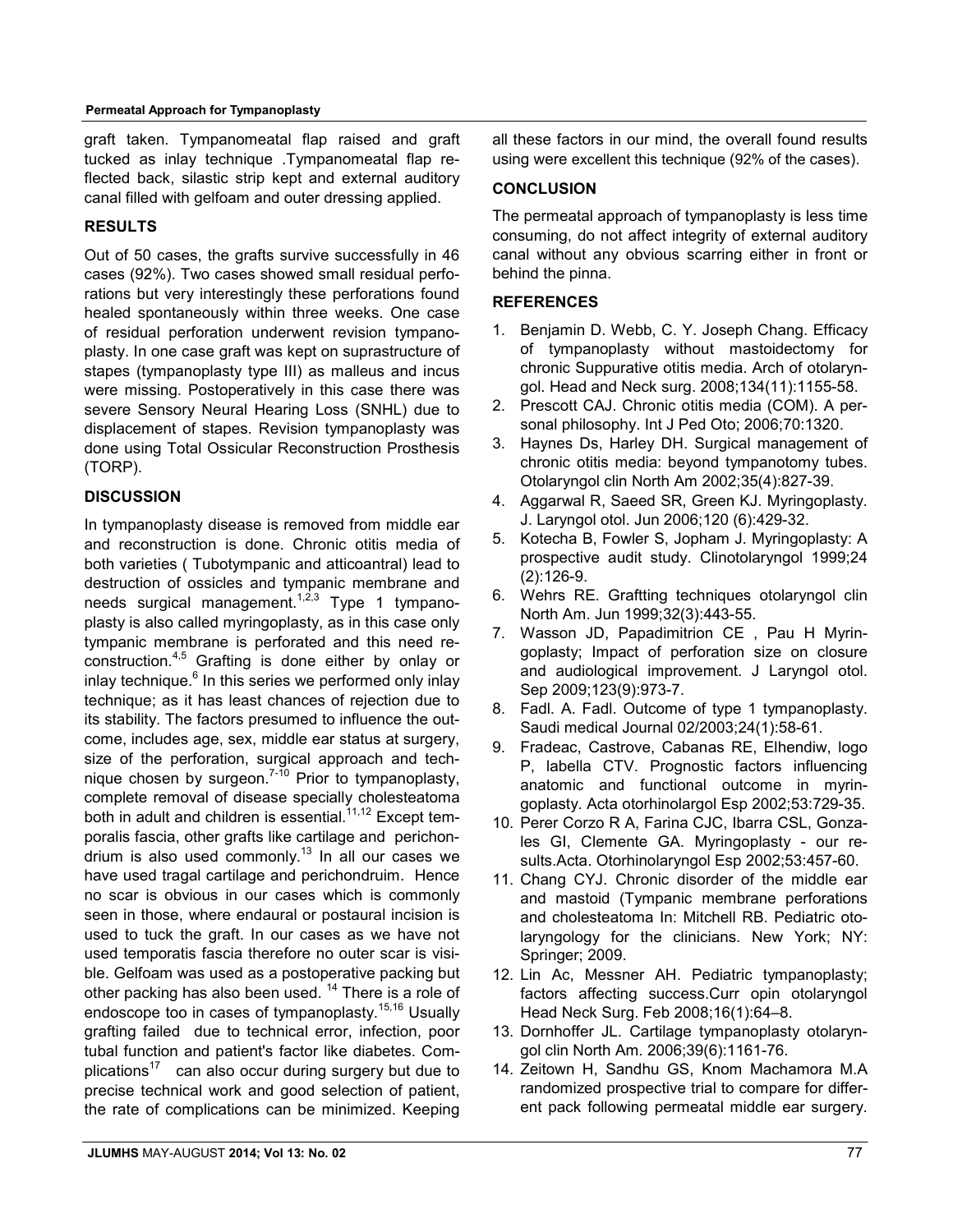graft taken. Tympanomeatal flap raised and graft tucked as inlay technique .Tympanomeatal flap reflected back, silastic strip kept and external auditory canal filled with gelfoam and outer dressing applied.

## RESULTS

Out of 50 cases, the grafts survive successfully in 46 cases (92%). Two cases showed small residual perforations but very interestingly these perforations found healed spontaneously within three weeks. One case of residual perforation underwent revision tympanoplasty. In one case graft was kept on suprastructure of stapes (tympanoplasty type III) as malleus and incus were missing. Postoperatively in this case there was severe Sensory Neural Hearing Loss (SNHL) due to displacement of stapes. Revision tympanoplasty was done using Total Ossicular Reconstruction Prosthesis (TORP).

## DISCUSSION

In tympanoplasty disease is removed from middle ear and reconstruction is done. Chronic otitis media of both varieties ( Tubotympanic and atticoantral) lead to destruction of ossicles and tympanic membrane and needs surgical management.[1,2,3] Type 1 tympanoplasty is also called myringoplasty, as in this case only tympanic membrane is perforated and this need reconstruction.[4,5] Grafting is done either by onlay or inlay technique.[6] In this series we performed only inlay technique; as it has least chances of rejection due to its stability. The factors presumed to influence the outcome, includes age, sex, middle ear status at surgery, size of the perforation, surgical approach and technique chosen by surgeon.[7-10] Prior to tympanoplasty, complete removal of disease specially cholesteatoma both in adult and children is essential.[11,12] Except temporalis fascia, other grafts like cartilage and perichondrium is also used commonly.[13] In all our cases we have used tragal cartilage and perichondruim. Hence no scar is obvious in our cases which is commonly seen in those, where endaural or postaural incision is used to tuck the graft. In our cases as we have not used temporatis fascia therefore no outer scar is visible. Gelfoam was used as a postoperative packing but other packing has also been used. [14] There is a role of endoscope too in cases of tympanoplasty.[15,16] Usually grafting failed due to technical error, infection, poor tubal function and patient's factor like diabetes. Complications[17] can also occur during surgery but due to precise technical work and good selection of patient, the rate of complications can be minimized. Keeping all these factors in our mind, the overall found results using were excellent this technique (92% of the cases).

## CONCLUSION

The permeatal approach of tympanoplasty is less time consuming, do not affect integrity of external auditory canal without any obvious scarring either in front or behind the pinna.

## REFERENCES

1. Benjamin D. Webb, C. Y. Joseph Chang. Efficacy of tympanoplasty without mastoidectomy for chronic Suppurative otitis media. Arch of otolaryngol. Head and Neck surg. 2008;134(11):1155-58.
2. Prescott CAJ. Chronic otitis media (COM). A personal philosophy. Int J Ped Oto; 2006;70:1320.
3. Haynes Ds, Harley DH. Surgical management of chronic otitis media: beyond tympanotomy tubes. Otolaryngol clin North Am 2002;35(4):827-39.
4. Aggarwal R, Saeed SR, Green KJ. Myringoplasty. J. Laryngol otol. Jun 2006;120 (6):429-32.
5. Kotecha B, Fowler S, Jopham J. Myringoplasty: A prospective audit study. Clinotolaryngol 1999;24 (2):126-9.
6. Wehrs RE. Graftting techniques otolaryngol clin North Am. Jun 1999;32(3):443-55.
7. Wasson JD, Papadimitrion CE , Pau H Myringoplasty; Impact of perforation size on closure and audiological improvement. J Laryngol otol. Sep 2009;123(9):973-7.
8. Fadl. A. Fadl. Outcome of type 1 tympanoplasty. Saudi medical Journal 02/2003;24(1):58-61.
9. Fradeac, Castrove, Cabanas RE, Elhendiw, logo P, labella CTV. Prognostic factors influencing anatomic and functional outcome in myringoplasty. Acta otorhinolargol Esp 2002;53:729-35.
10. Perer Corzo R A, Farina CJC, Ibarra CSL, Gonzales GI, Clemente GA. Myringoplasty - our results.Acta. Otorhinolaryngol Esp 2002;53:457-60.
11. Chang CYJ. Chronic disorder of the middle ear and mastoid (Tympanic membrane perforations and cholesteatoma In: Mitchell RB. Pediatric otolaryngology for the clinicians. New York; NY: Springer; 2009.
12. Lin Ac, Messner AH. Pediatric tympanoplasty; factors affecting success.Curr opin otolaryngol Head Neck Surg. Feb 2008;16(1):64–8.
13. Dornhoffer JL. Cartilage tympanoplasty otolaryngol clin North Am. 2006;39(6):1161-76.
14. Zeitown H, Sandhu GS, Knom Machamora M.A randomized prospective trial to compare for different pack following permeatal middle ear surgery.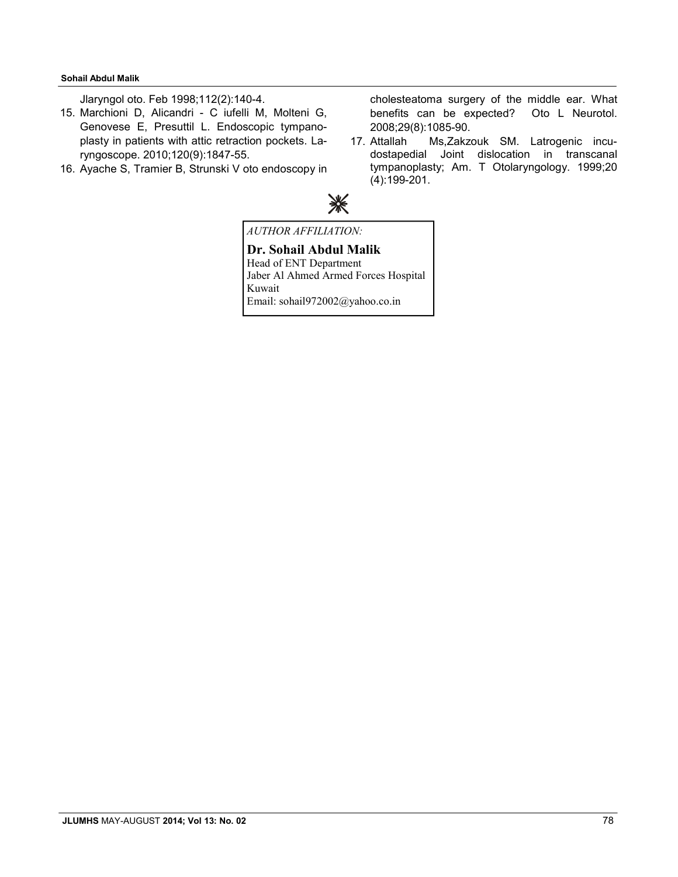Jlaryngol oto. Feb 1998;112(2):140-4.

15. Marchioni D, Alicandri - C iufelli M, Molteni G, Genovese E, Presuttil L. Endoscopic tympanoplasty in patients with attic retraction pockets. Laryngoscope. 2010;120(9):1847-55.
16. Ayache S, Tramier B, Strunski V oto endoscopy in cholesteatoma surgery of the middle ear. What benefits can be expected? Oto L Neurotol. 2008;29(8):1085-90.
17. Attallah Ms,Zakzouk SM. Latrogenic incudostapedial Joint dislocation in transcanal tympanoplasty; Am. T Otolaryngology. 1999;20 (4):199-201.

*AUTHOR AFFILIATION:*

**Dr. Sohail Abdul Malik**
Head of ENT Department
Jaber Al Ahmed Armed Forces Hospital
Kuwait
Email: sohail972002@yahoo.co.in